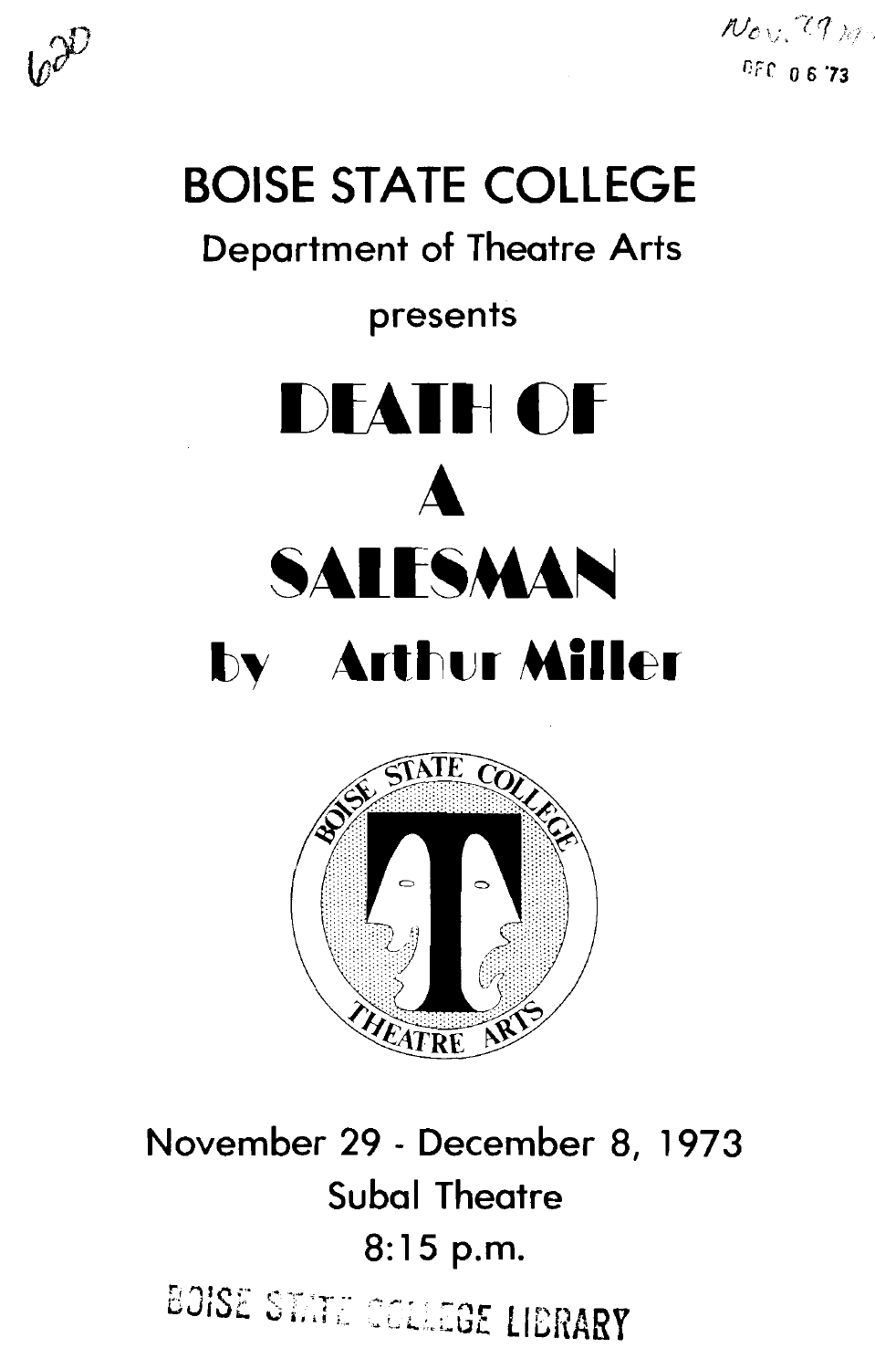620

Nov. 29 ...

DEC 06 '73

# BOISE STATE COLLEGE

## Department of Theatre Arts

presents

# DEATH OF A SALESMAN

## by Arthur Miller

BOISE STATE COLLEGE THEATRE ARTS

November 29 - December 8, 1973

Subal Theatre

8:15 p.m.

BOISE STATE COLLEGE LIBRARY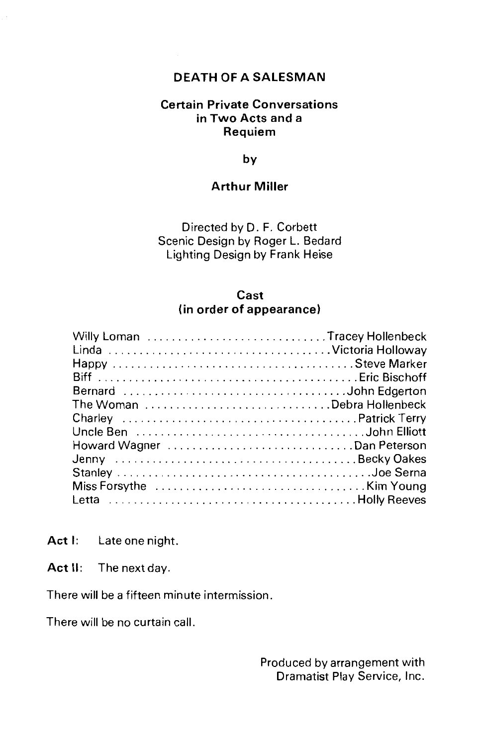# DEATH OF A SALESMAN

**Certain Private Conversations in Two Acts and a Requiem**

by

**Arthur Miller**

Directed by D. F. Corbett
Scenic Design by Roger L. Bedard
Lighting Design by Frank Heise

## Cast
## (in order of appearance)

| | |
|---|---|
| Willy Loman | Tracey Hollenbeck |
| Linda | Victoria Holloway |
| Happy | Steve Marker |
| Biff | Eric Bischoff |
| Bernard | John Edgerton |
| The Woman | Debra Hollenbeck |
| Charley | Patrick Terry |
| Uncle Ben | John Elliott |
| Howard Wagner | Dan Peterson |
| Jenny | Becky Oakes |
| Stanley | Joe Serna |
| Miss Forsythe | Kim Young |
| Letta | Holly Reeves |

**Act I:** Late one night.

**Act II:** The next day.

There will be a fifteen minute intermission.

There will be no curtain call.

Produced by arrangement with
Dramatist Play Service, Inc.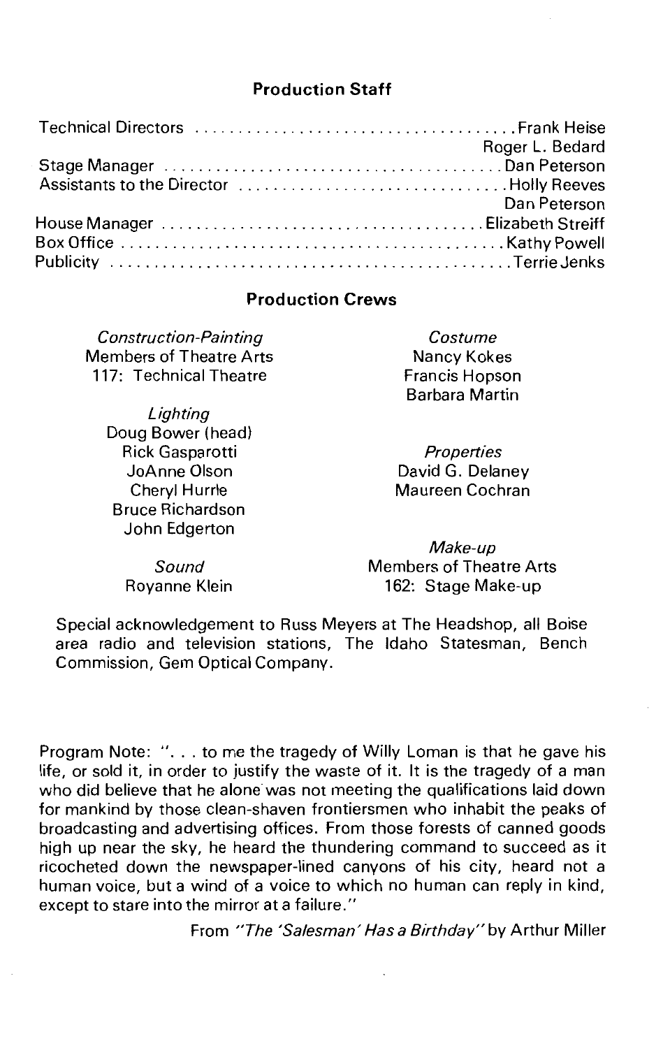## Production Staff

Technical Directors . . . . . . . . . . . . . . . . . . . . . . . . . . . . . . . . . . . . . Frank Heise
Roger L. Bedard
Stage Manager . . . . . . . . . . . . . . . . . . . . . . . . . . . . . . . . . . . . . . Dan Peterson
Assistants to the Director . . . . . . . . . . . . . . . . . . . . . . . . . . . . . . Holly Reeves
Dan Peterson
House Manager . . . . . . . . . . . . . . . . . . . . . . . . . . . . . . . . . . . . Elizabeth Streiff
Box Office . . . . . . . . . . . . . . . . . . . . . . . . . . . . . . . . . . . . . . . . . . . . Kathy Powell
Publicity . . . . . . . . . . . . . . . . . . . . . . . . . . . . . . . . . . . . . . . . . . . . . . Terrie Jenks

## Production Crews

*Construction-Painting*
Members of Theatre Arts
117: Technical Theatre

*Lighting*
Doug Bower (head)
Rick Gasparotti
JoAnne Olson
Cheryl Hurrle
Bruce Richardson
John Edgerton

*Sound*
Royanne Klein

*Costume*
Nancy Kokes
Francis Hopson
Barbara Martin

*Properties*
David G. Delaney
Maureen Cochran

*Make-up*
Members of Theatre Arts
162: Stage Make-up

Special acknowledgement to Russ Meyers at The Headshop, all Boise area radio and television stations, The Idaho Statesman, Bench Commission, Gem Optical Company.

Program Note: ". . . to me the tragedy of Willy Loman is that he gave his life, or sold it, in order to justify the waste of it. It is the tragedy of a man who did believe that he alone was not meeting the qualifications laid down for mankind by those clean-shaven frontiersmen who inhabit the peaks of broadcasting and advertising offices. From those forests of canned goods high up near the sky, he heard the thundering command to succeed as it ricocheted down the newspaper-lined canyons of his city, heard not a human voice, but a wind of a voice to which no human can reply in kind, except to stare into the mirror at a failure."

From *"The 'Salesman' Has a Birthday"* by Arthur Miller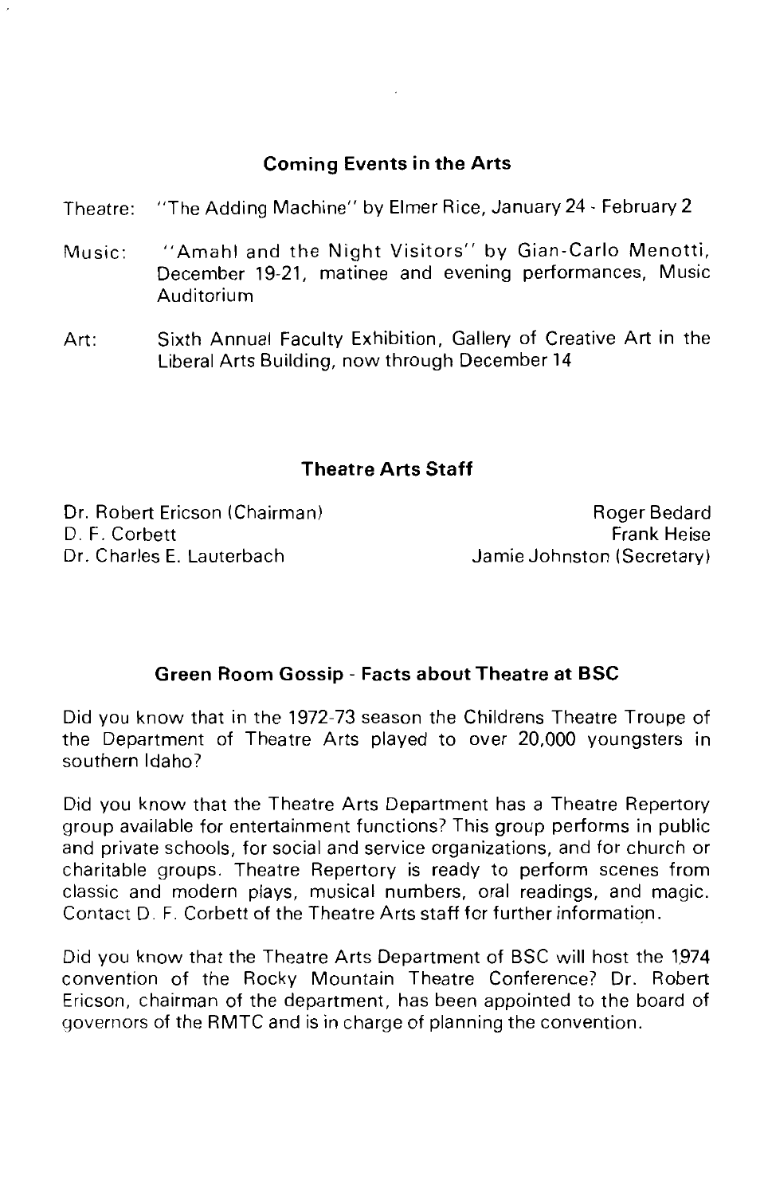## Coming Events in the Arts

Theatre: "The Adding Machine" by Elmer Rice, January 24 - February 2

Music: "Amahl and the Night Visitors" by Gian-Carlo Menotti, December 19-21, matinee and evening performances, Music Auditorium

Art: Sixth Annual Faculty Exhibition, Gallery of Creative Art in the Liberal Arts Building, now through December 14

## Theatre Arts Staff

| | |
|---|---|
| Dr. Robert Ericson (Chairman) | Roger Bedard |
| D. F. Corbett | Frank Heise |
| Dr. Charles E. Lauterbach | Jamie Johnston (Secretary) |

## Green Room Gossip - Facts about Theatre at BSC

Did you know that in the 1972-73 season the Childrens Theatre Troupe of the Department of Theatre Arts played to over 20,000 youngsters in southern Idaho?

Did you know that the Theatre Arts Department has a Theatre Repertory group available for entertainment functions? This group performs in public and private schools, for social and service organizations, and for church or charitable groups. Theatre Repertory is ready to perform scenes from classic and modern plays, musical numbers, oral readings, and magic. Contact D. F. Corbett of the Theatre Arts staff for further information.

Did you know that the Theatre Arts Department of BSC will host the 1974 convention of the Rocky Mountain Theatre Conference? Dr. Robert Ericson, chairman of the department, has been appointed to the board of governors of the RMTC and is in charge of planning the convention.